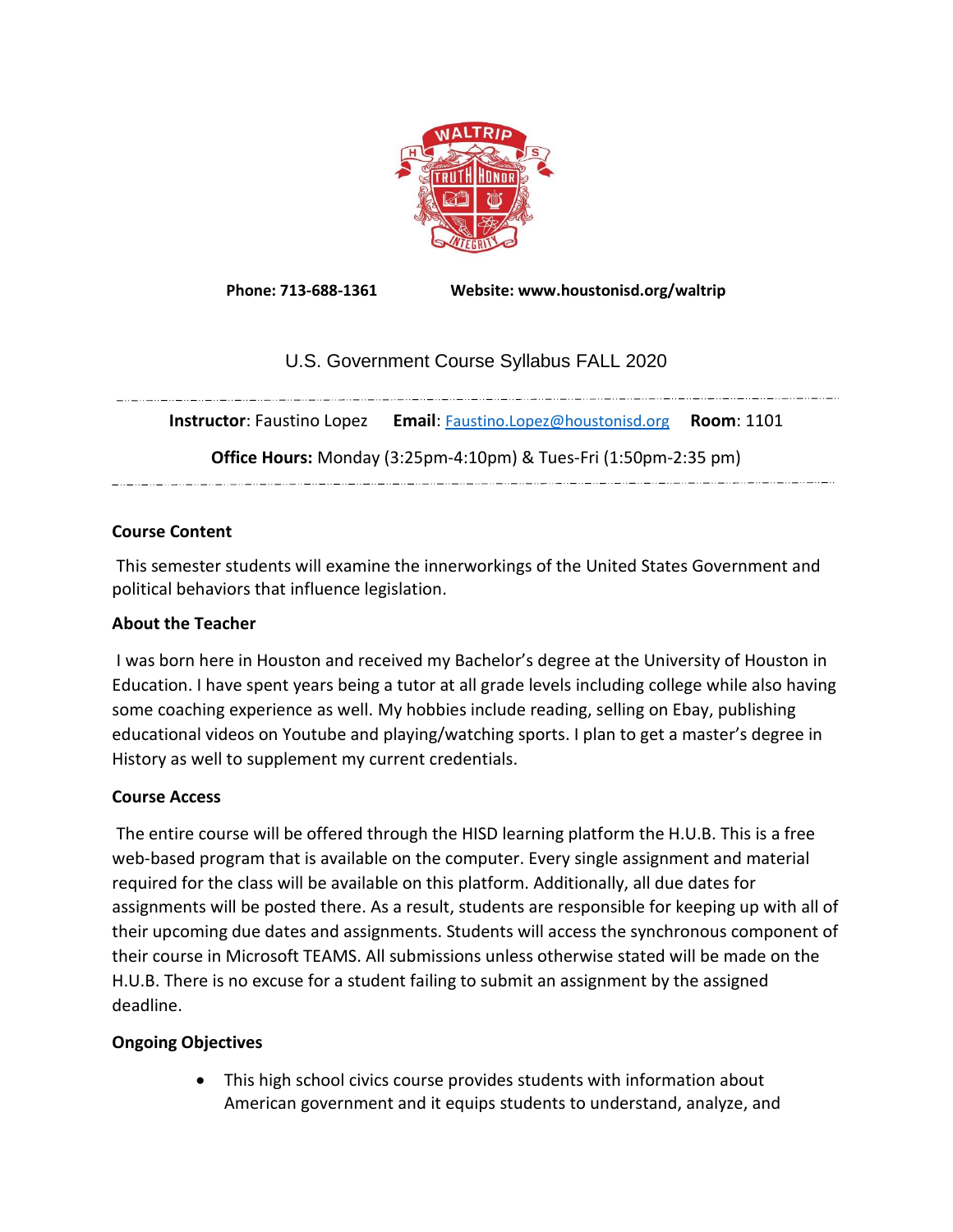Phone: 713-688-1361 Website: www.houstonisd.org/waltrip

# U.S. Government Course Syllabus FALL 2020

**Instructor**: Faustino Lopez **Email**: Faustino.Lopez@houstonisd.org **Room**: 1101

**Office Hours:** Monday (3:25pm-4:10pm) & Tues-Fri (1:50pm-2:35 pm)

### Course Content

This semester students will examine the innerworkings of the United States Government and political behaviors that influence legislation.

### About the Teacher

I was born here in Houston and received my Bachelor's degree at the University of Houston in Education. I have spent years being a tutor at all grade levels including college while also having some coaching experience as well. My hobbies include reading, selling on Ebay, publishing educational videos on Youtube and playing/watching sports. I plan to get a master's degree in History as well to supplement my current credentials.

### Course Access

The entire course will be offered through the HISD learning platform the H.U.B. This is a free web-based program that is available on the computer. Every single assignment and material required for the class will be available on this platform. Additionally, all due dates for assignments will be posted there. As a result, students are responsible for keeping up with all of their upcoming due dates and assignments. Students will access the synchronous component of their course in Microsoft TEAMS. All submissions unless otherwise stated will be made on the H.U.B. There is no excuse for a student failing to submit an assignment by the assigned deadline.

### Ongoing Objectives

- This high school civics course provides students with information about American government and it equips students to understand, analyze, and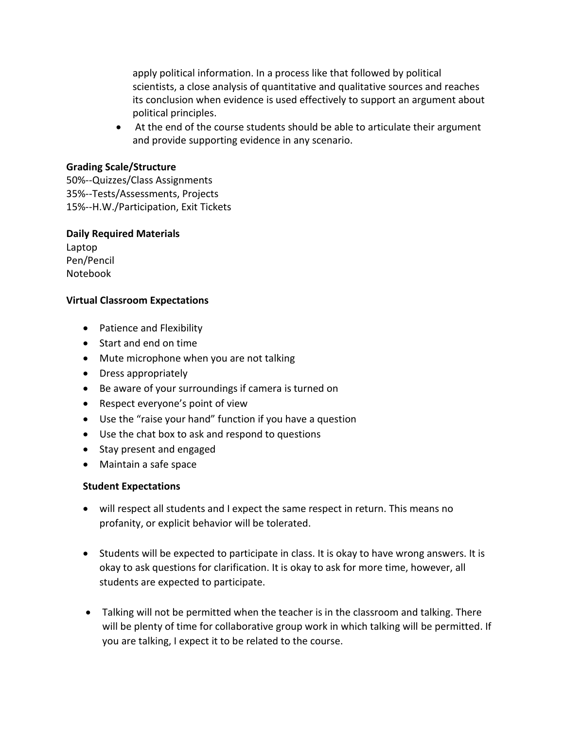apply political information. In a process like that followed by political scientists, a close analysis of quantitative and qualitative sources and reaches its conclusion when evidence is used effectively to support an argument about political principles.

- At the end of the course students should be able to articulate their argument and provide supporting evidence in any scenario.

**Grading Scale/Structure**
50%--Quizzes/Class Assignments
35%--Tests/Assessments, Projects
15%--H.W./Participation, Exit Tickets

**Daily Required Materials**
Laptop
Pen/Pencil
Notebook

**Virtual Classroom Expectations**

- Patience and Flexibility
- Start and end on time
- Mute microphone when you are not talking
- Dress appropriately
- Be aware of your surroundings if camera is turned on
- Respect everyone's point of view
- Use the "raise your hand" function if you have a question
- Use the chat box to ask and respond to questions
- Stay present and engaged
- Maintain a safe space

**Student Expectations**

- will respect all students and I expect the same respect in return. This means no profanity, or explicit behavior will be tolerated.

- Students will be expected to participate in class. It is okay to have wrong answers. It is okay to ask questions for clarification. It is okay to ask for more time, however, all students are expected to participate.

- Talking will not be permitted when the teacher is in the classroom and talking. There will be plenty of time for collaborative group work in which talking will be permitted. If you are talking, I expect it to be related to the course.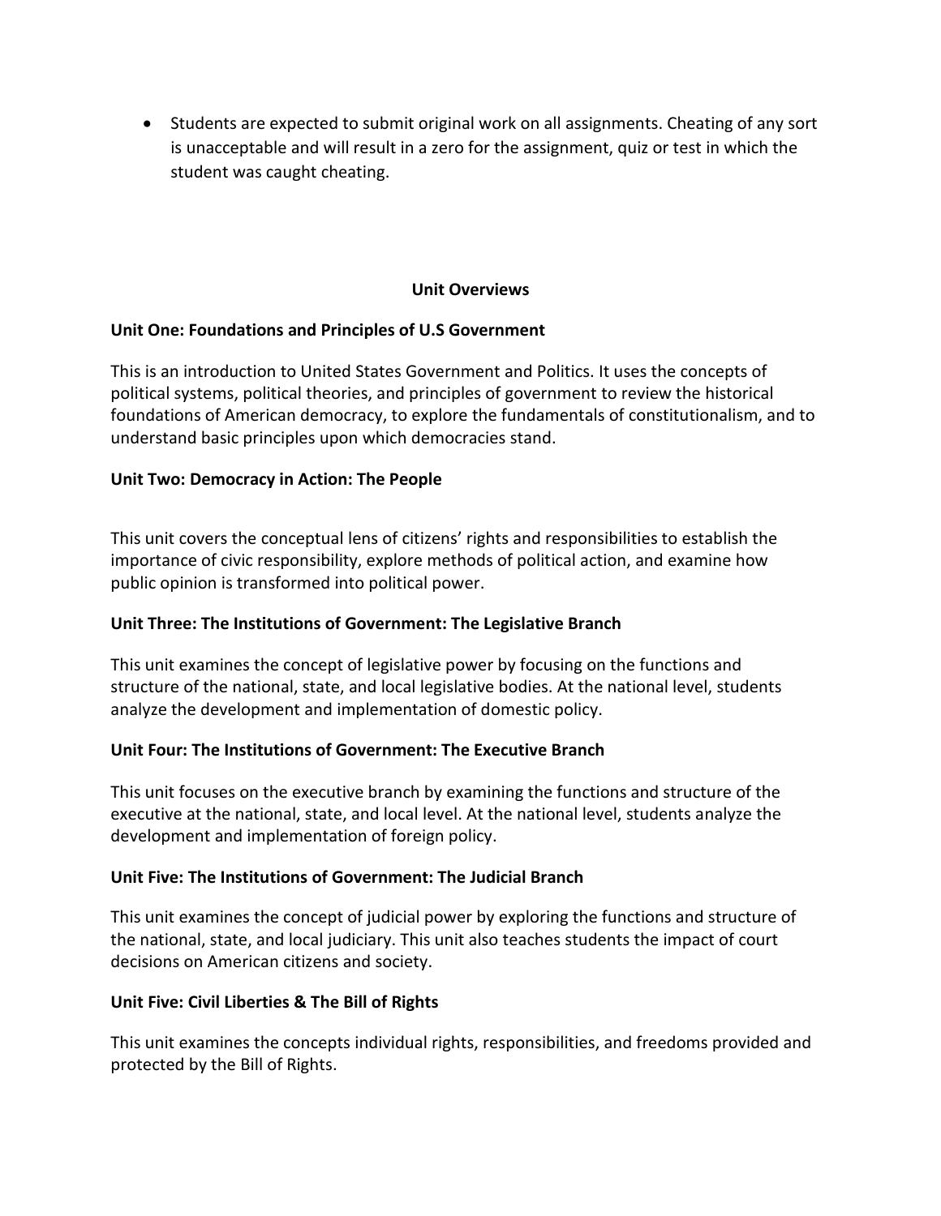- Students are expected to submit original work on all assignments. Cheating of any sort is unacceptable and will result in a zero for the assignment, quiz or test in which the student was caught cheating.

## Unit Overviews

### Unit One: Foundations and Principles of U.S Government

This is an introduction to United States Government and Politics. It uses the concepts of political systems, political theories, and principles of government to review the historical foundations of American democracy, to explore the fundamentals of constitutionalism, and to understand basic principles upon which democracies stand.

### Unit Two: Democracy in Action: The People

This unit covers the conceptual lens of citizens' rights and responsibilities to establish the importance of civic responsibility, explore methods of political action, and examine how public opinion is transformed into political power.

### Unit Three: The Institutions of Government: The Legislative Branch

This unit examines the concept of legislative power by focusing on the functions and structure of the national, state, and local legislative bodies. At the national level, students analyze the development and implementation of domestic policy.

### Unit Four: The Institutions of Government: The Executive Branch

This unit focuses on the executive branch by examining the functions and structure of the executive at the national, state, and local level. At the national level, students analyze the development and implementation of foreign policy.

### Unit Five: The Institutions of Government: The Judicial Branch

This unit examines the concept of judicial power by exploring the functions and structure of the national, state, and local judiciary. This unit also teaches students the impact of court decisions on American citizens and society.

### Unit Five: Civil Liberties & The Bill of Rights

This unit examines the concepts individual rights, responsibilities, and freedoms provided and protected by the Bill of Rights.